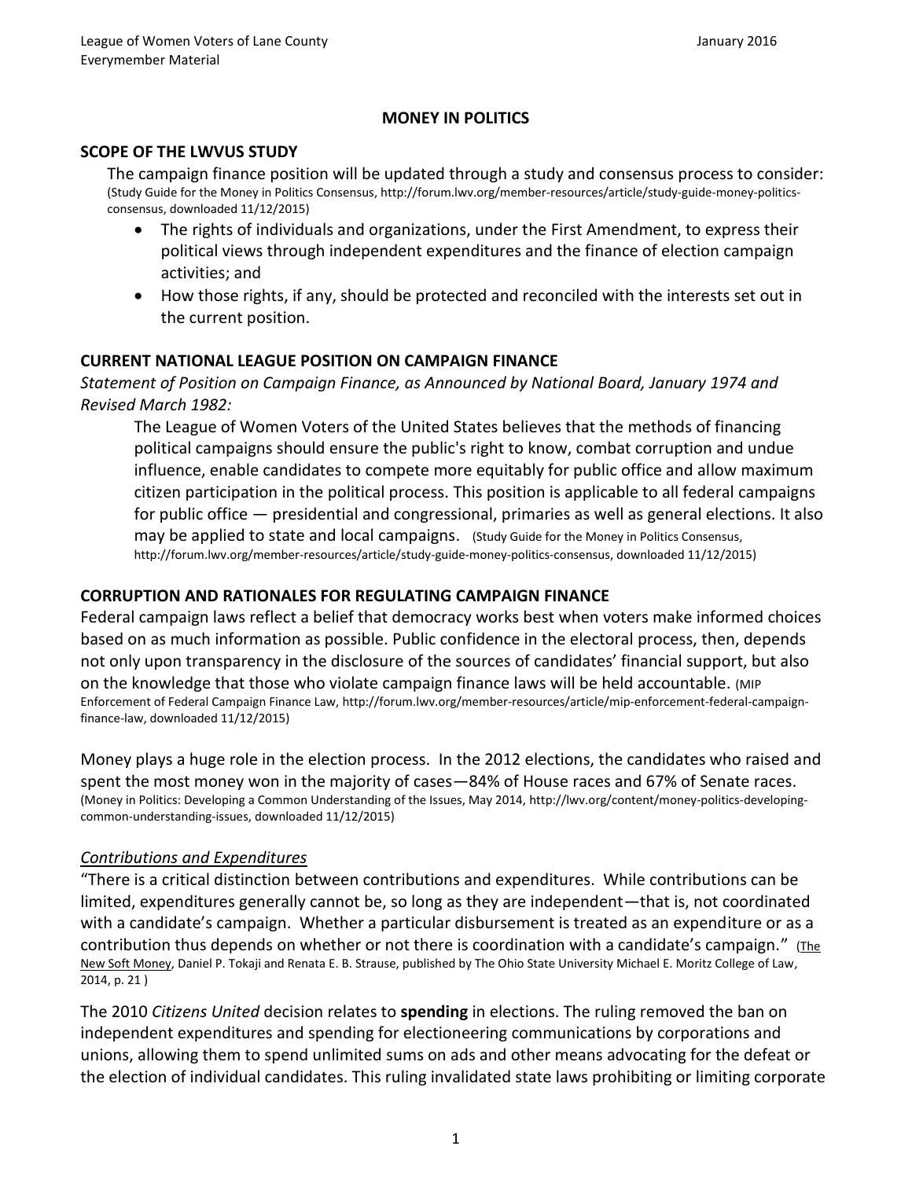# MONEY IN POLITICS

## SCOPE OF THE LWVUS STUDY

The campaign finance position will be updated through a study and consensus process to consider: (Study Guide for the Money in Politics Consensus, http://forum.lwv.org/member-resources/article/study-guide-money-politics-consensus, downloaded 11/12/2015)

- The rights of individuals and organizations, under the First Amendment, to express their political views through independent expenditures and the finance of election campaign activities; and
- How those rights, if any, should be protected and reconciled with the interests set out in the current position.

## CURRENT NATIONAL LEAGUE POSITION ON CAMPAIGN FINANCE

*Statement of Position on Campaign Finance, as Announced by National Board, January 1974 and Revised March 1982:*

> The League of Women Voters of the United States believes that the methods of financing political campaigns should ensure the public's right to know, combat corruption and undue influence, enable candidates to compete more equitably for public office and allow maximum citizen participation in the political process. This position is applicable to all federal campaigns for public office — presidential and congressional, primaries as well as general elections. It also may be applied to state and local campaigns. (Study Guide for the Money in Politics Consensus, http://forum.lwv.org/member-resources/article/study-guide-money-politics-consensus, downloaded 11/12/2015)

## CORRUPTION AND RATIONALES FOR REGULATING CAMPAIGN FINANCE

Federal campaign laws reflect a belief that democracy works best when voters make informed choices based on as much information as possible. Public confidence in the electoral process, then, depends not only upon transparency in the disclosure of the sources of candidates' financial support, but also on the knowledge that those who violate campaign finance laws will be held accountable. (MIP Enforcement of Federal Campaign Finance Law, http://forum.lwv.org/member-resources/article/mip-enforcement-federal-campaign-finance-law, downloaded 11/12/2015)

Money plays a huge role in the election process. In the 2012 elections, the candidates who raised and spent the most money won in the majority of cases—84% of House races and 67% of Senate races. (Money in Politics: Developing a Common Understanding of the Issues, May 2014, http://lwv.org/content/money-politics-developing-common-understanding-issues, downloaded 11/12/2015)

### *Contributions and Expenditures*

"There is a critical distinction between contributions and expenditures. While contributions can be limited, expenditures generally cannot be, so long as they are independent—that is, not coordinated with a candidate's campaign. Whether a particular disbursement is treated as an expenditure or as a contribution thus depends on whether or not there is coordination with a candidate's campaign." (The New Soft Money, Daniel P. Tokaji and Renata E. B. Strause, published by The Ohio State University Michael E. Moritz College of Law, 2014, p. 21 )

The 2010 *Citizens United* decision relates to **spending** in elections. The ruling removed the ban on independent expenditures and spending for electioneering communications by corporations and unions, allowing them to spend unlimited sums on ads and other means advocating for the defeat or the election of individual candidates. This ruling invalidated state laws prohibiting or limiting corporate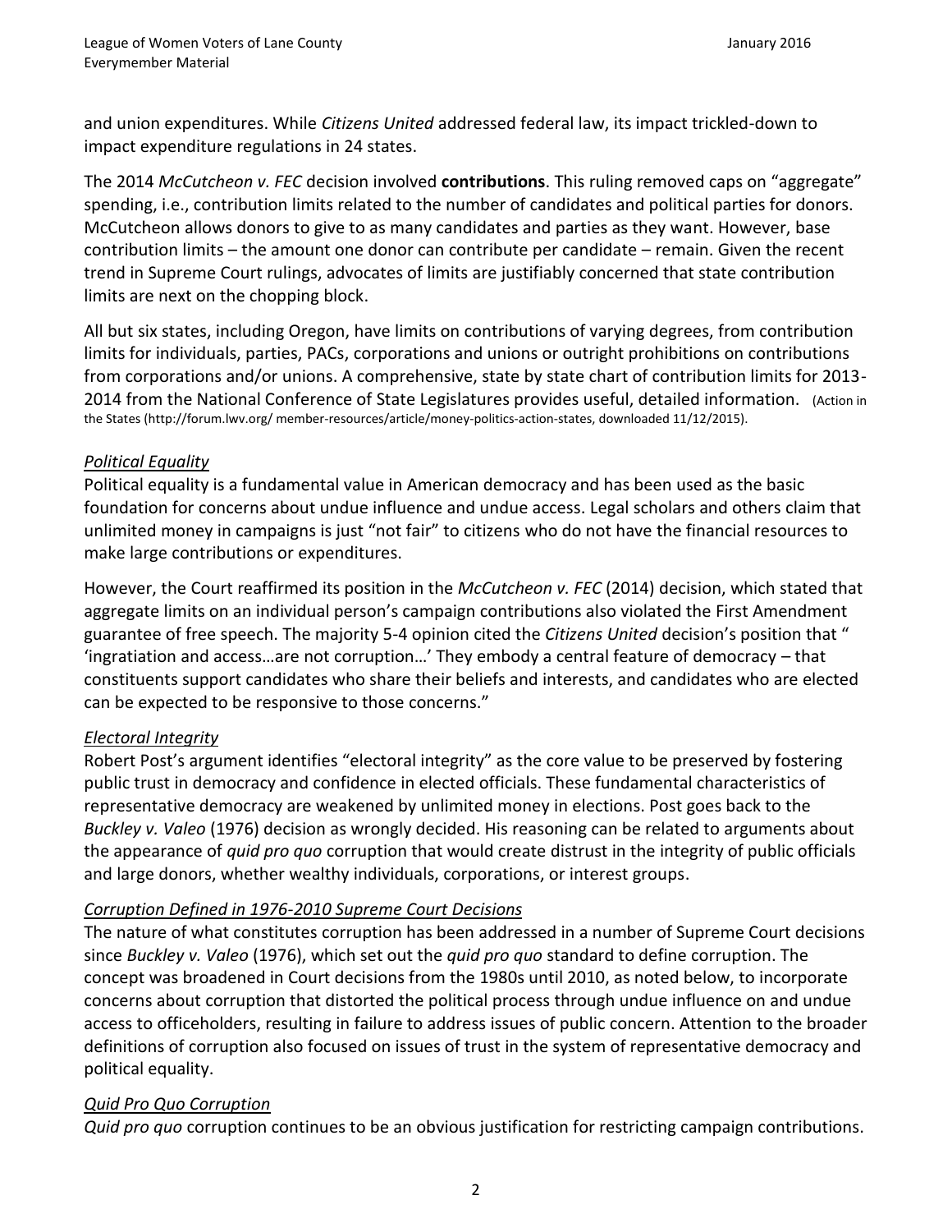and union expenditures. While *Citizens United* addressed federal law, its impact trickled-down to impact expenditure regulations in 24 states.

The 2014 *McCutcheon v. FEC* decision involved **contributions**. This ruling removed caps on "aggregate" spending, i.e., contribution limits related to the number of candidates and political parties for donors. McCutcheon allows donors to give to as many candidates and parties as they want. However, base contribution limits – the amount one donor can contribute per candidate – remain. Given the recent trend in Supreme Court rulings, advocates of limits are justifiably concerned that state contribution limits are next on the chopping block.

All but six states, including Oregon, have limits on contributions of varying degrees, from contribution limits for individuals, parties, PACs, corporations and unions or outright prohibitions on contributions from corporations and/or unions. A comprehensive, state by state chart of contribution limits for 2013-2014 from the National Conference of State Legislatures provides useful, detailed information. (Action in the States (http://forum.lwv.org/ member-resources/article/money-politics-action-states, downloaded 11/12/2015).

*Political Equality*

Political equality is a fundamental value in American democracy and has been used as the basic foundation for concerns about undue influence and undue access. Legal scholars and others claim that unlimited money in campaigns is just "not fair" to citizens who do not have the financial resources to make large contributions or expenditures.

However, the Court reaffirmed its position in the *McCutcheon v. FEC* (2014) decision, which stated that aggregate limits on an individual person's campaign contributions also violated the First Amendment guarantee of free speech. The majority 5-4 opinion cited the *Citizens United* decision's position that " 'ingratiation and access…are not corruption…' They embody a central feature of democracy – that constituents support candidates who share their beliefs and interests, and candidates who are elected can be expected to be responsive to those concerns."

*Electoral Integrity*

Robert Post's argument identifies "electoral integrity" as the core value to be preserved by fostering public trust in democracy and confidence in elected officials. These fundamental characteristics of representative democracy are weakened by unlimited money in elections. Post goes back to the *Buckley v. Valeo* (1976) decision as wrongly decided. His reasoning can be related to arguments about the appearance of *quid pro quo* corruption that would create distrust in the integrity of public officials and large donors, whether wealthy individuals, corporations, or interest groups.

*Corruption Defined in 1976-2010 Supreme Court Decisions*

The nature of what constitutes corruption has been addressed in a number of Supreme Court decisions since *Buckley v. Valeo* (1976), which set out the *quid pro quo* standard to define corruption. The concept was broadened in Court decisions from the 1980s until 2010, as noted below, to incorporate concerns about corruption that distorted the political process through undue influence on and undue access to officeholders, resulting in failure to address issues of public concern. Attention to the broader definitions of corruption also focused on issues of trust in the system of representative democracy and political equality.

*Quid Pro Quo Corruption*

*Quid pro quo* corruption continues to be an obvious justification for restricting campaign contributions.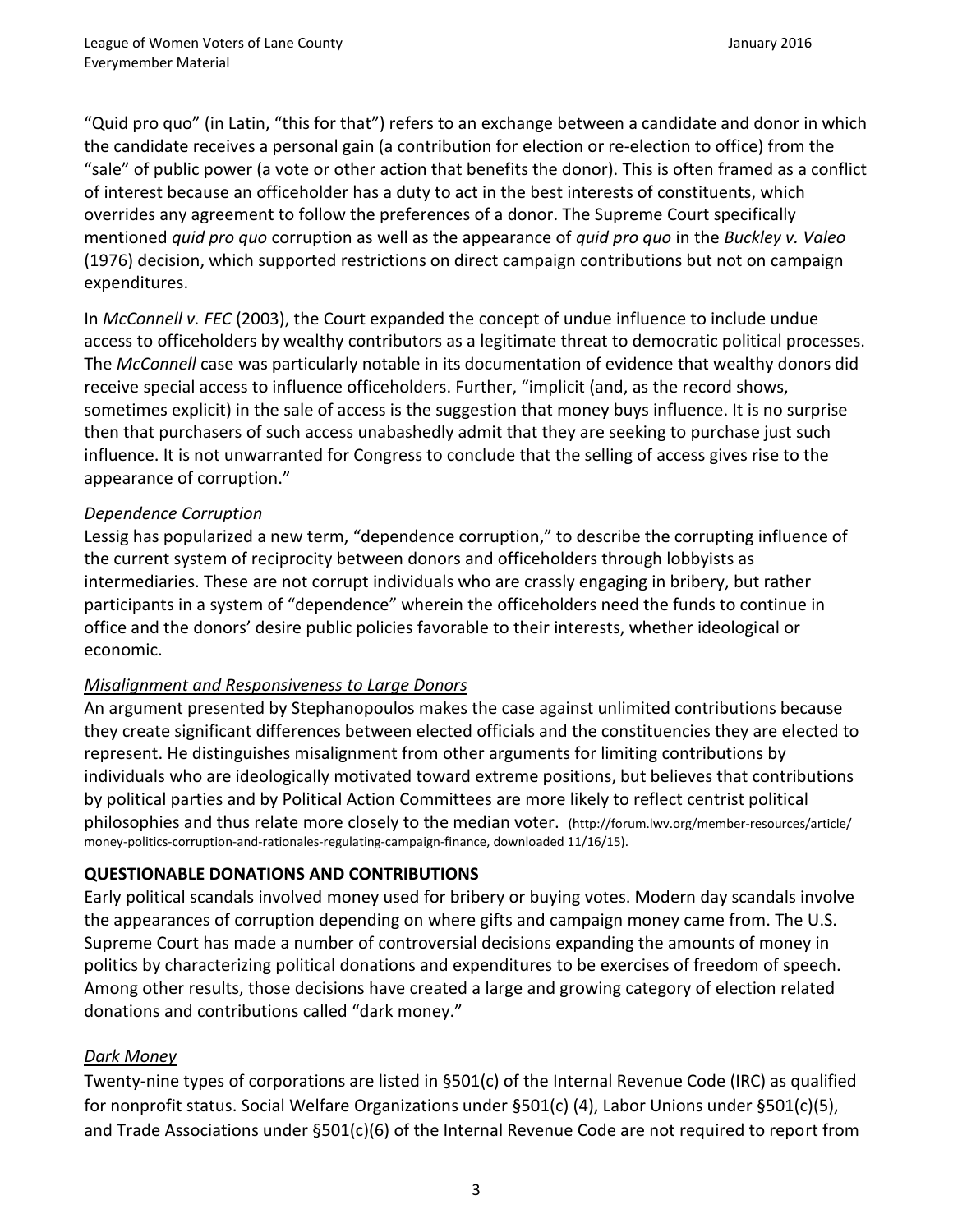“Quid pro quo” (in Latin, “this for that”) refers to an exchange between a candidate and donor in which the candidate receives a personal gain (a contribution for election or re-election to office) from the “sale” of public power (a vote or other action that benefits the donor). This is often framed as a conflict of interest because an officeholder has a duty to act in the best interests of constituents, which overrides any agreement to follow the preferences of a donor. The Supreme Court specifically mentioned *quid pro quo* corruption as well as the appearance of *quid pro quo* in the *Buckley v. Valeo* (1976) decision, which supported restrictions on direct campaign contributions but not on campaign expenditures.

In *McConnell v. FEC* (2003), the Court expanded the concept of undue influence to include undue access to officeholders by wealthy contributors as a legitimate threat to democratic political processes. The *McConnell* case was particularly notable in its documentation of evidence that wealthy donors did receive special access to influence officeholders. Further, “implicit (and, as the record shows, sometimes explicit) in the sale of access is the suggestion that money buys influence. It is no surprise then that purchasers of such access unabashedly admit that they are seeking to purchase just such influence. It is not unwarranted for Congress to conclude that the selling of access gives rise to the appearance of corruption.”

*Dependence Corruption*

Lessig has popularized a new term, “dependence corruption,” to describe the corrupting influence of the current system of reciprocity between donors and officeholders through lobbyists as intermediaries. These are not corrupt individuals who are crassly engaging in bribery, but rather participants in a system of “dependence” wherein the officeholders need the funds to continue in office and the donors’ desire public policies favorable to their interests, whether ideological or economic.

*Misalignment and Responsiveness to Large Donors*

An argument presented by Stephanopoulos makes the case against unlimited contributions because they create significant differences between elected officials and the constituencies they are elected to represent. He distinguishes misalignment from other arguments for limiting contributions by individuals who are ideologically motivated toward extreme positions, but believes that contributions by political parties and by Political Action Committees are more likely to reflect centrist political philosophies and thus relate more closely to the median voter. (http://forum.lwv.org/member-resources/article/money-politics-corruption-and-rationales-regulating-campaign-finance, downloaded 11/16/15).

**QUESTIONABLE DONATIONS AND CONTRIBUTIONS**

Early political scandals involved money used for bribery or buying votes. Modern day scandals involve the appearances of corruption depending on where gifts and campaign money came from. The U.S. Supreme Court has made a number of controversial decisions expanding the amounts of money in politics by characterizing political donations and expenditures to be exercises of freedom of speech. Among other results, those decisions have created a large and growing category of election related donations and contributions called “dark money.”

*Dark Money*

Twenty-nine types of corporations are listed in §501(c) of the Internal Revenue Code (IRC) as qualified for nonprofit status. Social Welfare Organizations under §501(c) (4), Labor Unions under §501(c)(5), and Trade Associations under §501(c)(6) of the Internal Revenue Code are not required to report from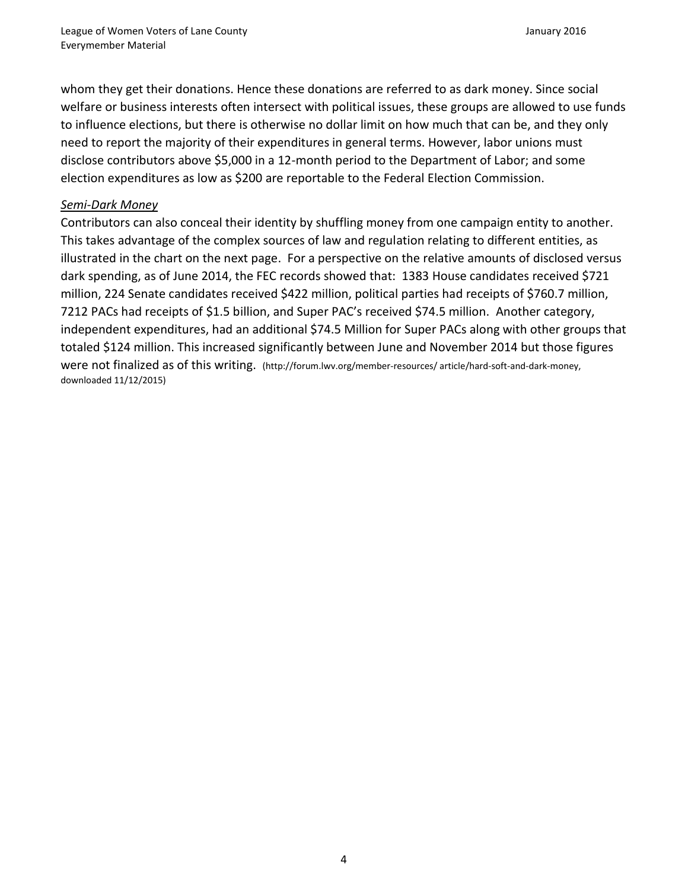whom they get their donations. Hence these donations are referred to as dark money. Since social welfare or business interests often intersect with political issues, these groups are allowed to use funds to influence elections, but there is otherwise no dollar limit on how much that can be, and they only need to report the majority of their expenditures in general terms. However, labor unions must disclose contributors above $5,000 in a 12-month period to the Department of Labor; and some election expenditures as low as $200 are reportable to the Federal Election Commission.

*Semi-Dark Money*

Contributors can also conceal their identity by shuffling money from one campaign entity to another. This takes advantage of the complex sources of law and regulation relating to different entities, as illustrated in the chart on the next page. For a perspective on the relative amounts of disclosed versus dark spending, as of June 2014, the FEC records showed that: 1383 House candidates received $721 million, 224 Senate candidates received $422 million, political parties had receipts of $760.7 million, 7212 PACs had receipts of $1.5 billion, and Super PAC's received $74.5 million. Another category, independent expenditures, had an additional $74.5 Million for Super PACs along with other groups that totaled $124 million. This increased significantly between June and November 2014 but those figures were not finalized as of this writing. (http://forum.lwv.org/member-resources/ article/hard-soft-and-dark-money, downloaded 11/12/2015)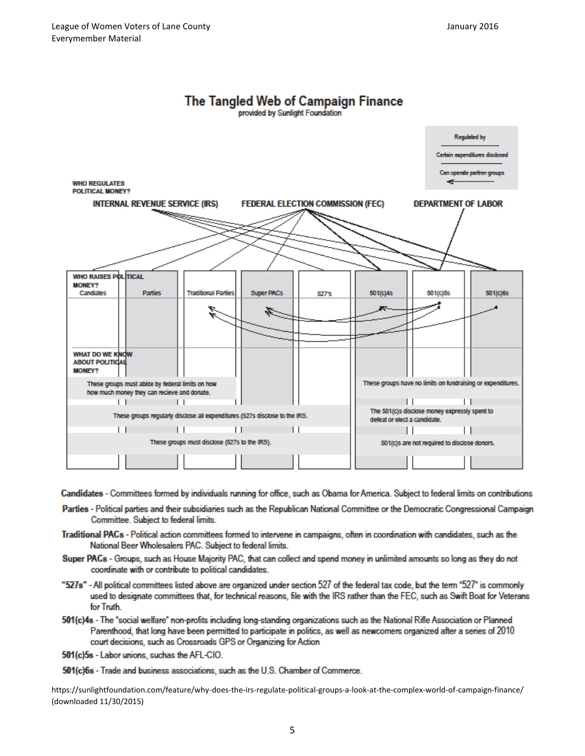## The Tangled Web of Campaign Finance

provided by Sunlight Foundation

Regulated by

Certain expenditures disclosed

Can operate partner groups

**WHO REGULATES POLITICAL MONEY?**

**INTERNAL REVENUE SERVICE (IRS)** | **FEDERAL ELECTION COMMISSION (FEC)** | **DEPARTMENT OF LABOR**

**WHO RAISES POLITICAL MONEY?**

| Candiates | Parties | Traditional Parties | Super PACs | 527's | 501(c)4s | 501(c)5s | 501(c)6s |
|---|---|---|---|---|---|---|---|

**WHAT DO WE KNOW ABOUT POLITICAL MONEY?**

These groups must abide by federal limits on how how much money they can recieve and donate.

These groups have no limits on fundraising or expenditures.

These groups regularly disclose all expenditures (527s disclose to the IRS.

The 501(c)s disclose money expressly spent to defeat or elect a candidate.

These groups must disclose (527s to the IRS).

501(c)s are not required to disclose donors.

**Candidates** - Committees formed by individuals running for office, such as Obama for America. Subject to federal limits on contributions

**Parties** - Political parties and their subsidiaries such as the Republican National Committee or the Democratic Congressional Campaign Committee. Subject to federal limits.

**Traditional PACs** - Political action committees formed to intervene in campaigns, often in coordination with candidates, such as the National Beer Wholesalers PAC. Subject to federal limits.

**Super PACs** - Groups, such as House Majority PAC, that can collect and spend money in unlimited amounts so long as they do not coordinate with or contribute to political candidates.

**"527s"** - All political committees listed above are organized under section 527 of the federal tax code, but the term "527" is commonly used to designate committees that, for technical reasons, file with the IRS rather than the FEC, such as Swift Boat for Veterans for Truth.

**501(c)4s** - The "social welfare" non-profits including long-standing organizations such as the National Rifle Association or Planned Parenthood, that long have been permitted to participate in politics, as well as newcomers organized after a series of 2010 court decisions, such as Crossroads GPS or Organizing for Action

**501(c)5s** - Labor unions, suchas the AFL-CIO.

**501(c)6s** - Trade and business associations, such as the U.S. Chamber of Commerce.

https://sunlightfoundation.com/feature/why-does-the-irs-regulate-political-groups-a-look-at-the-complex-world-of-campaign-finance/ (downloaded 11/30/2015)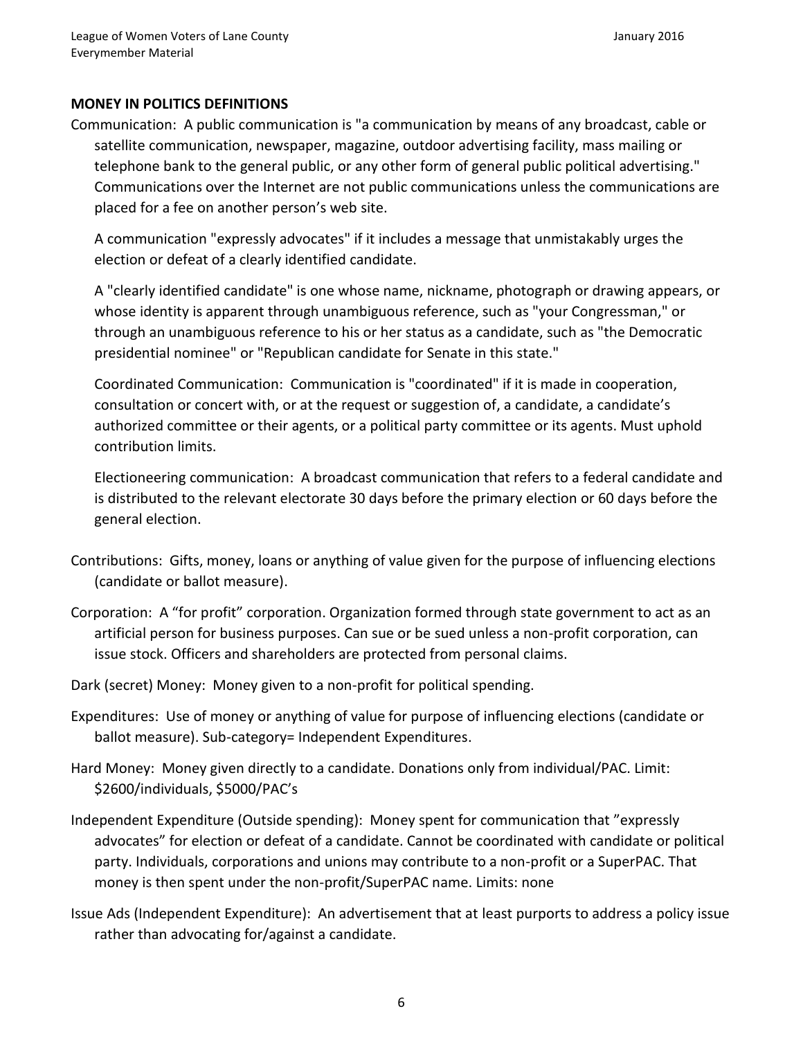**MONEY IN POLITICS DEFINITIONS**

Communication: A public communication is "a communication by means of any broadcast, cable or satellite communication, newspaper, magazine, outdoor advertising facility, mass mailing or telephone bank to the general public, or any other form of general public political advertising." Communications over the Internet are not public communications unless the communications are placed for a fee on another person's web site.

A communication "expressly advocates" if it includes a message that unmistakably urges the election or defeat of a clearly identified candidate.

A "clearly identified candidate" is one whose name, nickname, photograph or drawing appears, or whose identity is apparent through unambiguous reference, such as "your Congressman," or through an unambiguous reference to his or her status as a candidate, such as "the Democratic presidential nominee" or "Republican candidate for Senate in this state."

Coordinated Communication: Communication is "coordinated" if it is made in cooperation, consultation or concert with, or at the request or suggestion of, a candidate, a candidate's authorized committee or their agents, or a political party committee or its agents. Must uphold contribution limits.

Electioneering communication: A broadcast communication that refers to a federal candidate and is distributed to the relevant electorate 30 days before the primary election or 60 days before the general election.

Contributions: Gifts, money, loans or anything of value given for the purpose of influencing elections (candidate or ballot measure).

Corporation: A "for profit" corporation. Organization formed through state government to act as an artificial person for business purposes. Can sue or be sued unless a non-profit corporation, can issue stock. Officers and shareholders are protected from personal claims.

Dark (secret) Money: Money given to a non-profit for political spending.

Expenditures: Use of money or anything of value for purpose of influencing elections (candidate or ballot measure). Sub-category= Independent Expenditures.

Hard Money: Money given directly to a candidate. Donations only from individual/PAC. Limit: $2600/individuals, $5000/PAC's

Independent Expenditure (Outside spending): Money spent for communication that "expressly advocates" for election or defeat of a candidate. Cannot be coordinated with candidate or political party. Individuals, corporations and unions may contribute to a non-profit or a SuperPAC. That money is then spent under the non-profit/SuperPAC name. Limits: none

Issue Ads (Independent Expenditure): An advertisement that at least purports to address a policy issue rather than advocating for/against a candidate.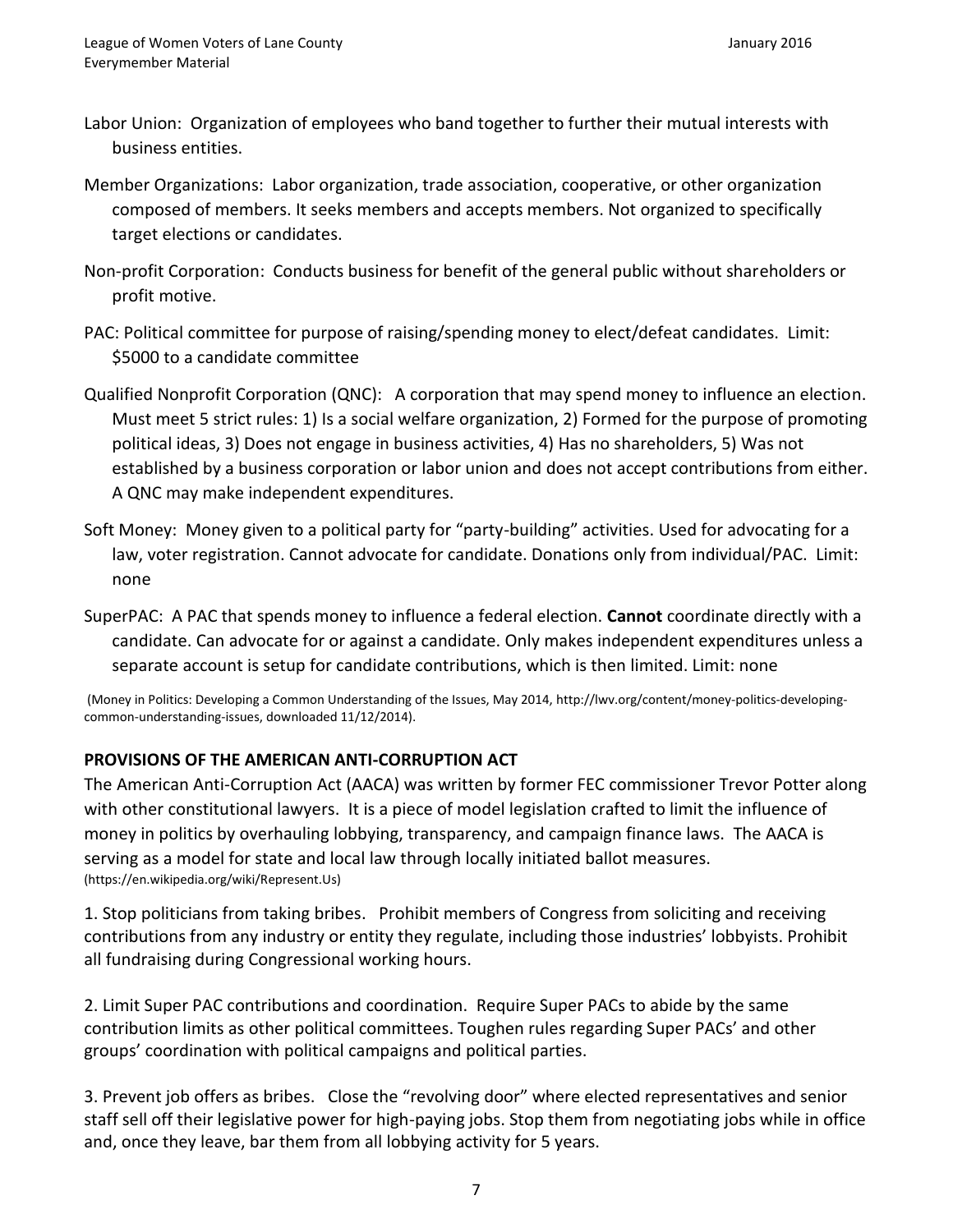Labor Union: Organization of employees who band together to further their mutual interests with business entities.

Member Organizations: Labor organization, trade association, cooperative, or other organization composed of members. It seeks members and accepts members. Not organized to specifically target elections or candidates.

Non-profit Corporation: Conducts business for benefit of the general public without shareholders or profit motive.

PAC: Political committee for purpose of raising/spending money to elect/defeat candidates. Limit: $5000 to a candidate committee

Qualified Nonprofit Corporation (QNC): A corporation that may spend money to influence an election. Must meet 5 strict rules: 1) Is a social welfare organization, 2) Formed for the purpose of promoting political ideas, 3) Does not engage in business activities, 4) Has no shareholders, 5) Was not established by a business corporation or labor union and does not accept contributions from either. A QNC may make independent expenditures.

Soft Money: Money given to a political party for "party-building" activities. Used for advocating for a law, voter registration. Cannot advocate for candidate. Donations only from individual/PAC. Limit: none

SuperPAC: A PAC that spends money to influence a federal election. **Cannot** coordinate directly with a candidate. Can advocate for or against a candidate. Only makes independent expenditures unless a separate account is setup for candidate contributions, which is then limited. Limit: none

(Money in Politics: Developing a Common Understanding of the Issues, May 2014, http://lwv.org/content/money-politics-developing-common-understanding-issues, downloaded 11/12/2014).

## PROVISIONS OF THE AMERICAN ANTI-CORRUPTION ACT

The American Anti-Corruption Act (AACA) was written by former FEC commissioner Trevor Potter along with other constitutional lawyers. It is a piece of model legislation crafted to limit the influence of money in politics by overhauling lobbying, transparency, and campaign finance laws. The AACA is serving as a model for state and local law through locally initiated ballot measures. (https://en.wikipedia.org/wiki/Represent.Us)

1. Stop politicians from taking bribes. Prohibit members of Congress from soliciting and receiving contributions from any industry or entity they regulate, including those industries' lobbyists. Prohibit all fundraising during Congressional working hours.

2. Limit Super PAC contributions and coordination. Require Super PACs to abide by the same contribution limits as other political committees. Toughen rules regarding Super PACs' and other groups' coordination with political campaigns and political parties.

3. Prevent job offers as bribes. Close the "revolving door" where elected representatives and senior staff sell off their legislative power for high-paying jobs. Stop them from negotiating jobs while in office and, once they leave, bar them from all lobbying activity for 5 years.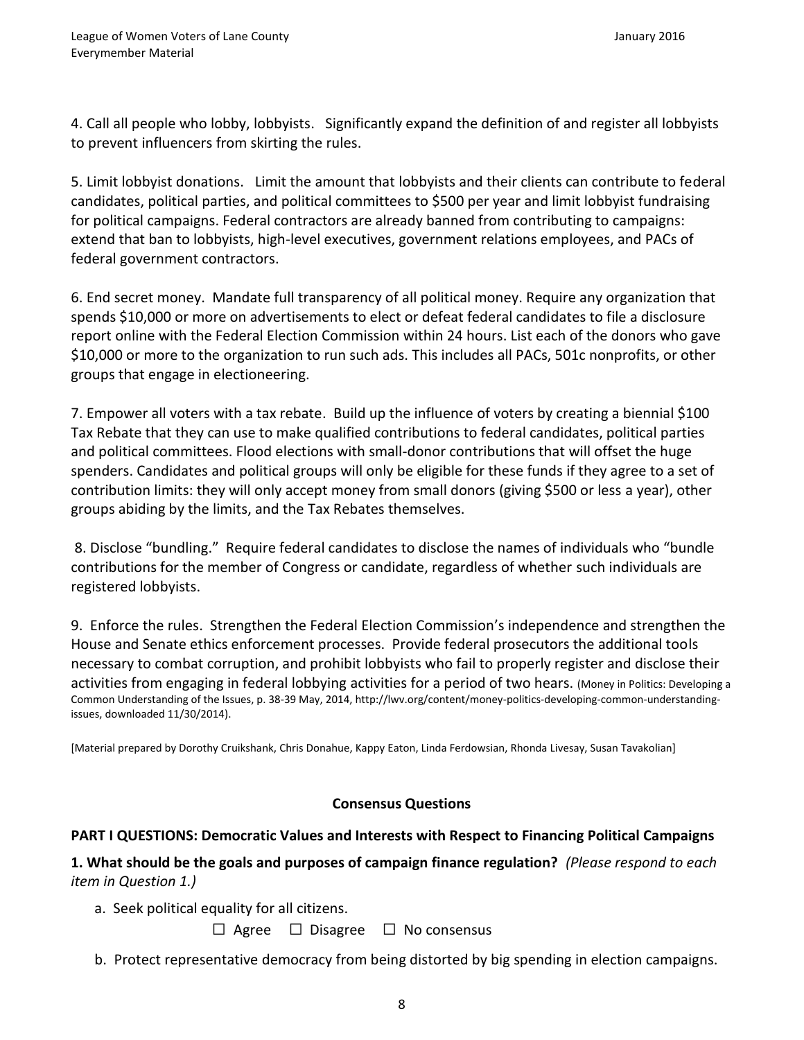4. Call all people who lobby, lobbyists. Significantly expand the definition of and register all lobbyists to prevent influencers from skirting the rules.

5. Limit lobbyist donations. Limit the amount that lobbyists and their clients can contribute to federal candidates, political parties, and political committees to $500 per year and limit lobbyist fundraising for political campaigns. Federal contractors are already banned from contributing to campaigns: extend that ban to lobbyists, high-level executives, government relations employees, and PACs of federal government contractors.

6. End secret money. Mandate full transparency of all political money. Require any organization that spends $10,000 or more on advertisements to elect or defeat federal candidates to file a disclosure report online with the Federal Election Commission within 24 hours. List each of the donors who gave $10,000 or more to the organization to run such ads. This includes all PACs, 501c nonprofits, or other groups that engage in electioneering.

7. Empower all voters with a tax rebate. Build up the influence of voters by creating a biennial $100 Tax Rebate that they can use to make qualified contributions to federal candidates, political parties and political committees. Flood elections with small-donor contributions that will offset the huge spenders. Candidates and political groups will only be eligible for these funds if they agree to a set of contribution limits: they will only accept money from small donors (giving $500 or less a year), other groups abiding by the limits, and the Tax Rebates themselves.

8. Disclose "bundling." Require federal candidates to disclose the names of individuals who "bundle contributions for the member of Congress or candidate, regardless of whether such individuals are registered lobbyists.

9. Enforce the rules. Strengthen the Federal Election Commission's independence and strengthen the House and Senate ethics enforcement processes. Provide federal prosecutors the additional tools necessary to combat corruption, and prohibit lobbyists who fail to properly register and disclose their activities from engaging in federal lobbying activities for a period of two hears. (Money in Politics: Developing a Common Understanding of the Issues, p. 38-39 May, 2014, http://lwv.org/content/money-politics-developing-common-understanding-issues, downloaded 11/30/2014).

[Material prepared by Dorothy Cruikshank, Chris Donahue, Kappy Eaton, Linda Ferdowsian, Rhonda Livesay, Susan Tavakolian]

## Consensus Questions

**PART I QUESTIONS: Democratic Values and Interests with Respect to Financing Political Campaigns**

**1. What should be the goals and purposes of campaign finance regulation?** *(Please respond to each item in Question 1.)*

a. Seek political equality for all citizens.

☐ Agree ☐ Disagree ☐ No consensus

b. Protect representative democracy from being distorted by big spending in election campaigns.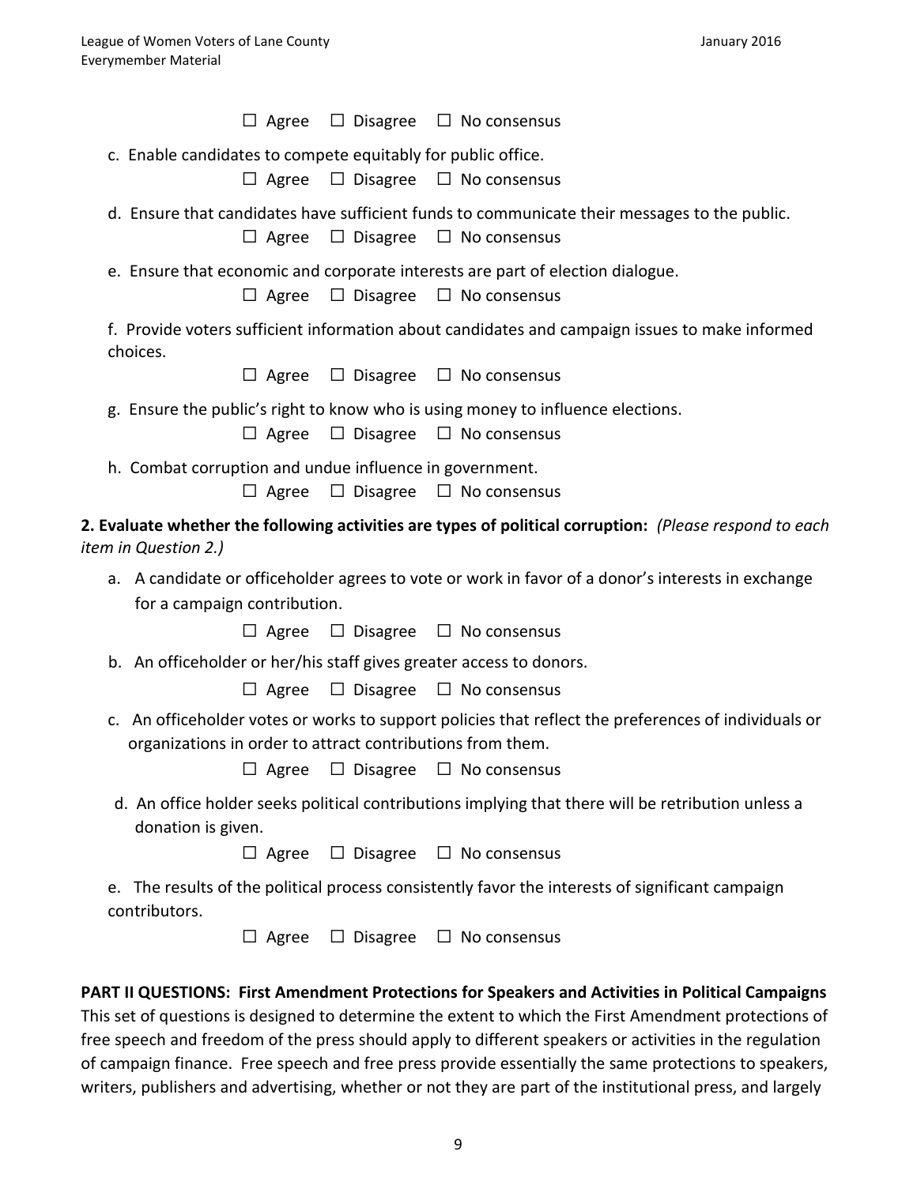☐ Agree ☐ Disagree ☐ No consensus

c. Enable candidates to compete equitably for public office.

☐ Agree ☐ Disagree ☐ No consensus

d. Ensure that candidates have sufficient funds to communicate their messages to the public.

☐ Agree ☐ Disagree ☐ No consensus

e. Ensure that economic and corporate interests are part of election dialogue.

☐ Agree ☐ Disagree ☐ No consensus

f. Provide voters sufficient information about candidates and campaign issues to make informed choices.

☐ Agree ☐ Disagree ☐ No consensus

g. Ensure the public's right to know who is using money to influence elections.

☐ Agree ☐ Disagree ☐ No consensus

h. Combat corruption and undue influence in government.

☐ Agree ☐ Disagree ☐ No consensus

**2. Evaluate whether the following activities are types of political corruption:** *(Please respond to each item in Question 2.)*

a. A candidate or officeholder agrees to vote or work in favor of a donor's interests in exchange for a campaign contribution.

☐ Agree ☐ Disagree ☐ No consensus

b. An officeholder or her/his staff gives greater access to donors.

☐ Agree ☐ Disagree ☐ No consensus

c. An officeholder votes or works to support policies that reflect the preferences of individuals or organizations in order to attract contributions from them.

☐ Agree ☐ Disagree ☐ No consensus

d. An office holder seeks political contributions implying that there will be retribution unless a donation is given.

☐ Agree ☐ Disagree ☐ No consensus

e. The results of the political process consistently favor the interests of significant campaign contributors.

☐ Agree ☐ Disagree ☐ No consensus

**PART II QUESTIONS: First Amendment Protections for Speakers and Activities in Political Campaigns**

This set of questions is designed to determine the extent to which the First Amendment protections of free speech and freedom of the press should apply to different speakers or activities in the regulation of campaign finance. Free speech and free press provide essentially the same protections to speakers, writers, publishers and advertising, whether or not they are part of the institutional press, and largely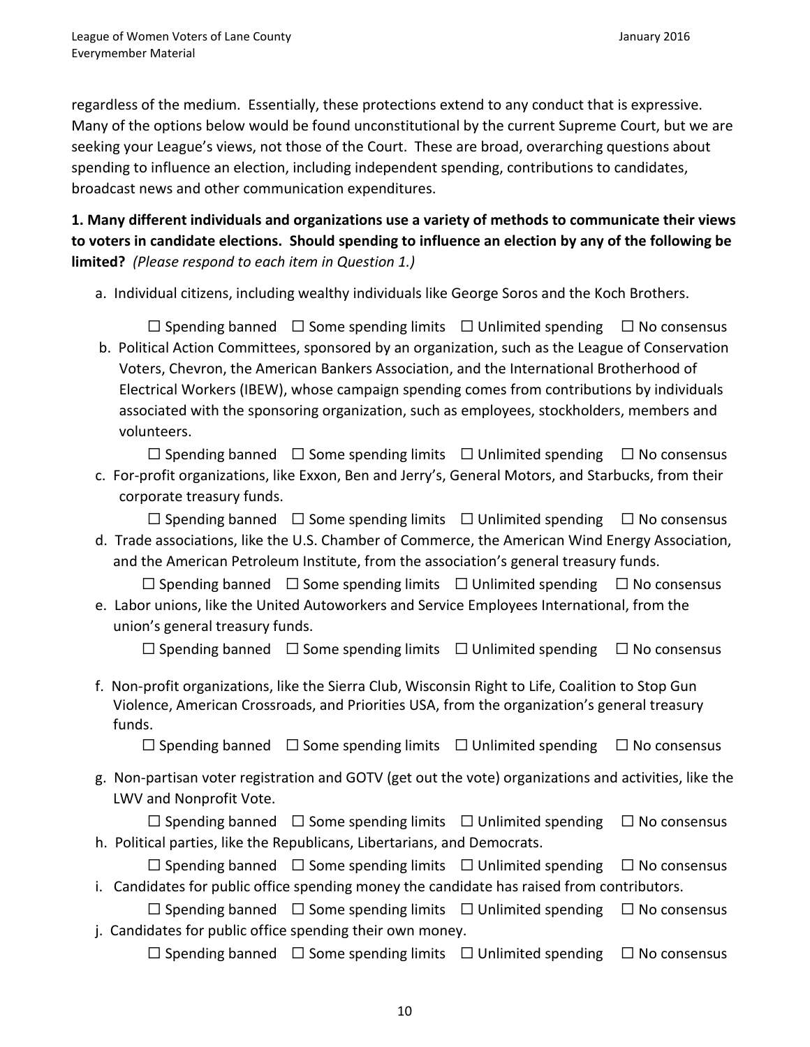regardless of the medium. Essentially, these protections extend to any conduct that is expressive. Many of the options below would be found unconstitutional by the current Supreme Court, but we are seeking your League's views, not those of the Court. These are broad, overarching questions about spending to influence an election, including independent spending, contributions to candidates, broadcast news and other communication expenditures.

**1. Many different individuals and organizations use a variety of methods to communicate their views to voters in candidate elections. Should spending to influence an election by any of the following be limited?** *(Please respond to each item in Question 1.)*

a. Individual citizens, including wealthy individuals like George Soros and the Koch Brothers.

☐ Spending banned ☐ Some spending limits ☐ Unlimited spending ☐ No consensus

b. Political Action Committees, sponsored by an organization, such as the League of Conservation Voters, Chevron, the American Bankers Association, and the International Brotherhood of Electrical Workers (IBEW), whose campaign spending comes from contributions by individuals associated with the sponsoring organization, such as employees, stockholders, members and volunteers.

☐ Spending banned ☐ Some spending limits ☐ Unlimited spending ☐ No consensus

c. For-profit organizations, like Exxon, Ben and Jerry's, General Motors, and Starbucks, from their corporate treasury funds.

☐ Spending banned ☐ Some spending limits ☐ Unlimited spending ☐ No consensus

d. Trade associations, like the U.S. Chamber of Commerce, the American Wind Energy Association, and the American Petroleum Institute, from the association's general treasury funds.

☐ Spending banned ☐ Some spending limits ☐ Unlimited spending ☐ No consensus

e. Labor unions, like the United Autoworkers and Service Employees International, from the union's general treasury funds.

☐ Spending banned ☐ Some spending limits ☐ Unlimited spending ☐ No consensus

f. Non-profit organizations, like the Sierra Club, Wisconsin Right to Life, Coalition to Stop Gun Violence, American Crossroads, and Priorities USA, from the organization's general treasury funds.

☐ Spending banned ☐ Some spending limits ☐ Unlimited spending ☐ No consensus

g. Non-partisan voter registration and GOTV (get out the vote) organizations and activities, like the LWV and Nonprofit Vote.

☐ Spending banned ☐ Some spending limits ☐ Unlimited spending ☐ No consensus

h. Political parties, like the Republicans, Libertarians, and Democrats.

☐ Spending banned ☐ Some spending limits ☐ Unlimited spending ☐ No consensus

i. Candidates for public office spending money the candidate has raised from contributors.

☐ Spending banned ☐ Some spending limits ☐ Unlimited spending ☐ No consensus

j. Candidates for public office spending their own money.

☐ Spending banned ☐ Some spending limits ☐ Unlimited spending ☐ No consensus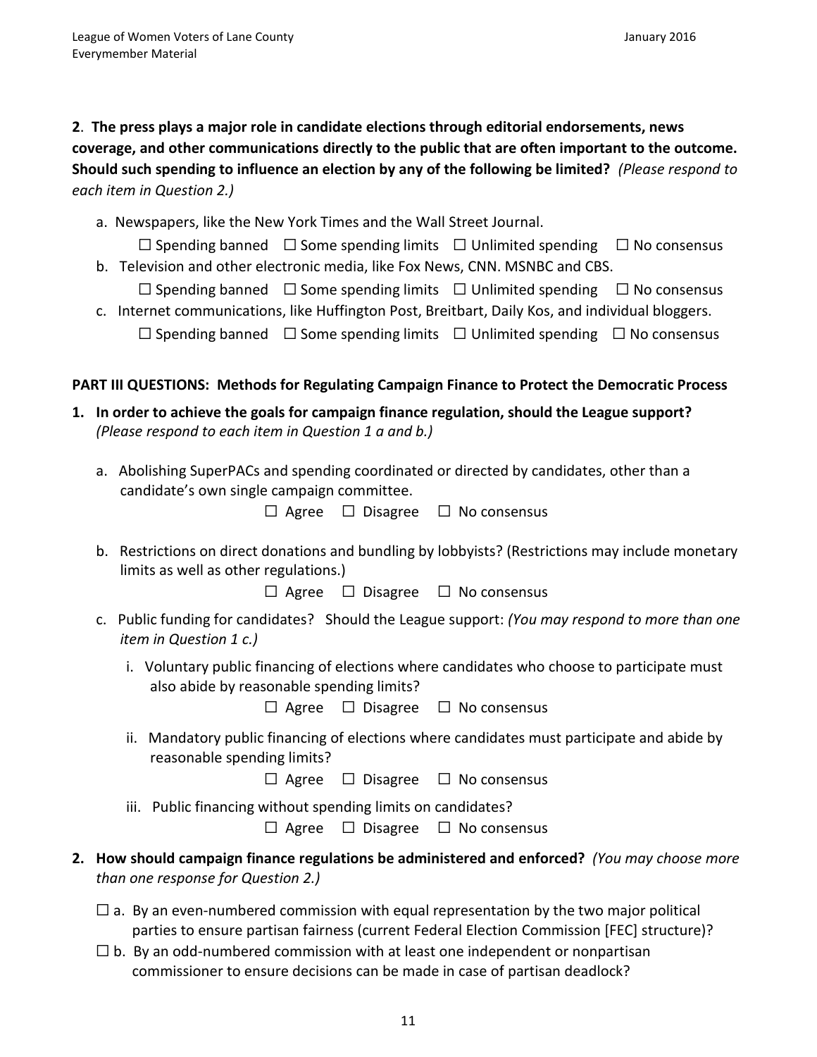**2**. **The press plays a major role in candidate elections through editorial endorsements, news coverage, and other communications directly to the public that are often important to the outcome. Should such spending to influence an election by any of the following be limited?** *(Please respond to each item in Question 2.)*

a. Newspapers, like the New York Times and the Wall Street Journal.

☐ Spending banned ☐ Some spending limits ☐ Unlimited spending ☐ No consensus

b. Television and other electronic media, like Fox News, CNN. MSNBC and CBS.

☐ Spending banned ☐ Some spending limits ☐ Unlimited spending ☐ No consensus

c. Internet communications, like Huffington Post, Breitbart, Daily Kos, and individual bloggers.

☐ Spending banned ☐ Some spending limits ☐ Unlimited spending ☐ No consensus

**PART III QUESTIONS: Methods for Regulating Campaign Finance to Protect the Democratic Process**

1. **In order to achieve the goals for campaign finance regulation, should the League support?** *(Please respond to each item in Question 1 a and b.)*

   a. Abolishing SuperPACs and spending coordinated or directed by candidates, other than a candidate's own single campaign committee.

   ☐ Agree ☐ Disagree ☐ No consensus

   b. Restrictions on direct donations and bundling by lobbyists? (Restrictions may include monetary limits as well as other regulations.)

   ☐ Agree ☐ Disagree ☐ No consensus

   c. Public funding for candidates? Should the League support: *(You may respond to more than one item in Question 1 c.)*

   i. Voluntary public financing of elections where candidates who choose to participate must also abide by reasonable spending limits?

   ☐ Agree ☐ Disagree ☐ No consensus

   ii. Mandatory public financing of elections where candidates must participate and abide by reasonable spending limits?

   ☐ Agree ☐ Disagree ☐ No consensus

   iii. Public financing without spending limits on candidates?

   ☐ Agree ☐ Disagree ☐ No consensus

2. **How should campaign finance regulations be administered and enforced?** *(You may choose more than one response for Question 2.)*

   ☐ a. By an even-numbered commission with equal representation by the two major political parties to ensure partisan fairness (current Federal Election Commission [FEC] structure)?

   ☐ b. By an odd-numbered commission with at least one independent or nonpartisan commissioner to ensure decisions can be made in case of partisan deadlock?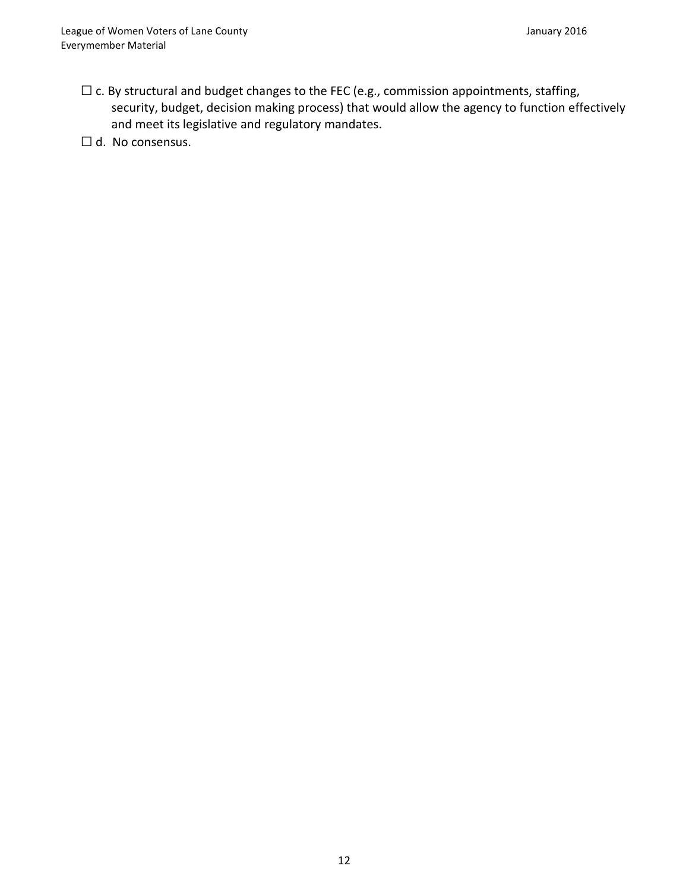☐ c. By structural and budget changes to the FEC (e.g., commission appointments, staffing, security, budget, decision making process) that would allow the agency to function effectively and meet its legislative and regulatory mandates.

☐ d. No consensus.